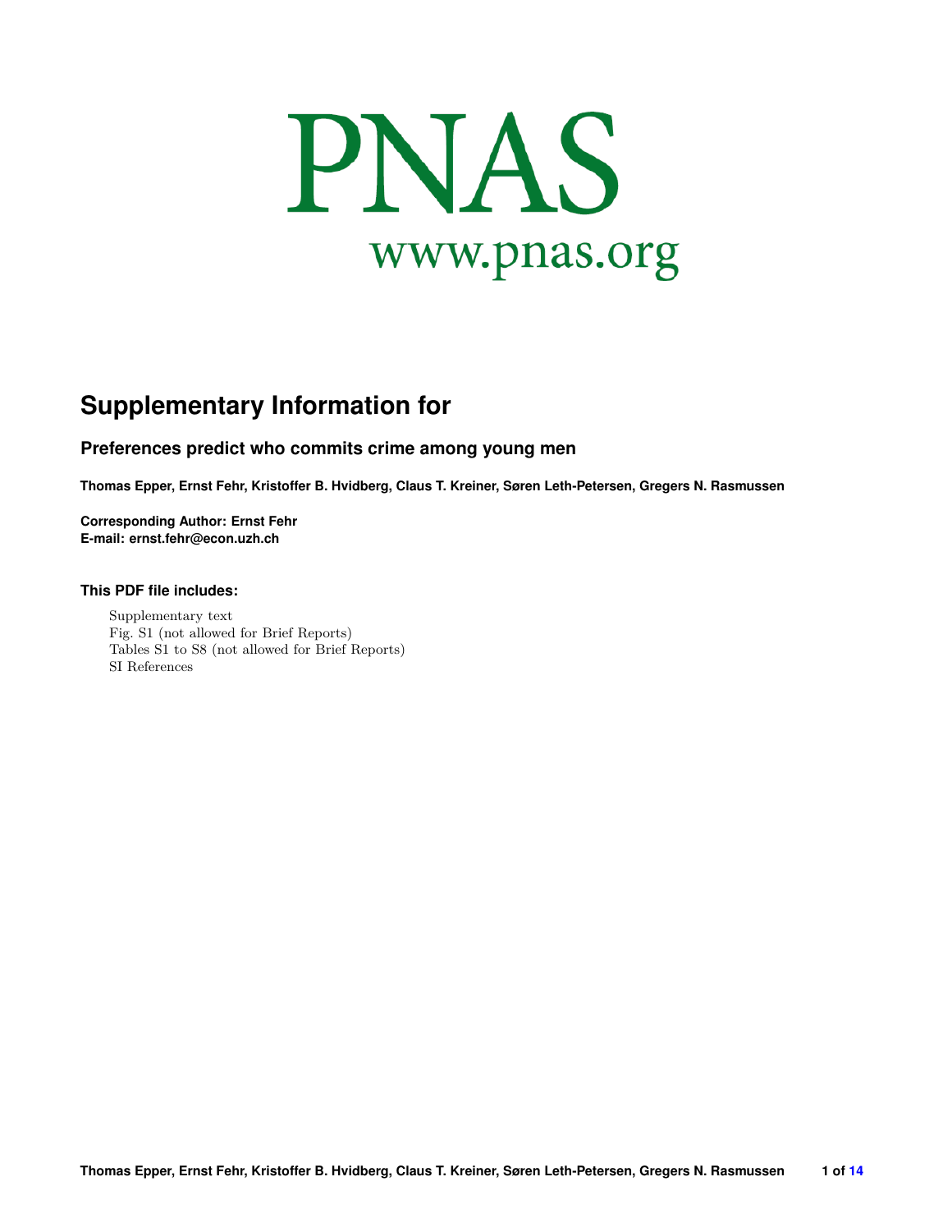# PNAS

www.pnas.org

## Supplementary Information for

### Preferences predict who commits crime among young men

**Thomas Epper, Ernst Fehr, Kristoffer B. Hvidberg, Claus T. Kreiner, Søren Leth-Petersen, Gregers N. Rasmussen**

**Corresponding Author: Ernst Fehr**
**E-mail: ernst.fehr@econ.uzh.ch**

#### This PDF file includes:

Supplementary text
Fig. S1 (not allowed for Brief Reports)
Tables S1 to S8 (not allowed for Brief Reports)
SI References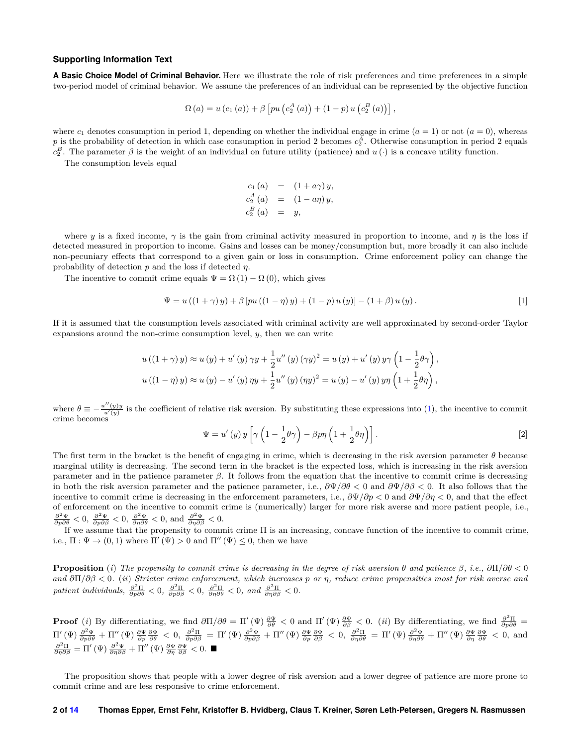## Supporting Information Text

**A Basic Choice Model of Criminal Behavior.** Here we illustrate the role of risk preferences and time preferences in a simple two-period model of criminal behavior. We assume the preferences of an individual can be represented by the objective function

$$\Omega(a) = u(c_1(a)) + \beta\left[pu\left(c_2^A(a)\right) + (1-p)\,u\left(c_2^B(a)\right)\right],$$

where $c_1$ denotes consumption in period 1, depending on whether the individual engage in crime ($a = 1$) or not ($a = 0$), whereas $p$ is the probability of detection in which case consumption in period 2 becomes $c_2^A$. Otherwise consumption in period 2 equals $c_2^B$. The parameter $\beta$ is the weight of an individual on future utility (patience) and $u(\cdot)$ is a concave utility function.

The consumption levels equal

$$\begin{aligned} c_1(a) &= (1 + a\gamma)\,y, \\ c_2^A(a) &= (1 - a\eta)\,y, \\ c_2^B(a) &= y, \end{aligned}$$

where $y$ is a fixed income, $\gamma$ is the gain from criminal activity measured in proportion to income, and $\eta$ is the loss if detected measured in proportion to income. Gains and losses can be money/consumption but, more broadly it can also include non-pecuniary effects that correspond to a given gain or loss in consumption. Crime enforcement policy can change the probability of detection $p$ and the loss if detected $\eta$.

The incentive to commit crime equals $\Psi = \Omega(1) - \Omega(0)$, which gives

$$\Psi = u((1+\gamma)\,y) + \beta\left[pu((1-\eta)\,y) + (1-p)\,u(y)\right] - (1+\beta)\,u(y). \quad [1]$$

If it is assumed that the consumption levels associated with criminal activity are well approximated by second-order Taylor expansions around the non-crime consumption level, $y$, then we can write

$$u((1+\gamma)\,y) \approx u(y) + u'(y)\,\gamma y + \frac{1}{2}u''(y)\,(\gamma y)^2 = u(y) + u'(y)\,y\gamma\left(1 - \frac{1}{2}\theta\gamma\right),$$

$$u((1-\eta)\,y) \approx u(y) - u'(y)\,\eta y + \frac{1}{2}u''(y)\,(\eta y)^2 = u(y) - u'(y)\,y\eta\left(1 + \frac{1}{2}\theta\eta\right),$$

where $\theta \equiv -\frac{u''(y)y}{u'(y)}$ is the coefficient of relative risk aversion. By substituting these expressions into (1), the incentive to commit crime becomes

$$\Psi = u'(y)\,y\left[\gamma\left(1 - \frac{1}{2}\theta\gamma\right) - \beta p\eta\left(1 + \frac{1}{2}\theta\eta\right)\right]. \quad [2]$$

The first term in the bracket is the benefit of engaging in crime, which is decreasing in the risk aversion parameter $\theta$ because marginal utility is decreasing. The second term in the bracket is the expected loss, which is increasing in the risk aversion parameter and in the patience parameter $\beta$. It follows from the equation that the incentive to commit crime is decreasing in both the risk aversion parameter and the patience parameter, i.e., $\partial\Psi/\partial\theta < 0$ and $\partial\Psi/\partial\beta < 0$. It also follows that the incentive to commit crime is decreasing in the enforcement parameters, i.e., $\partial\Psi/\partial p < 0$ and $\partial\Psi/\partial\eta < 0$, and that the effect of enforcement on the incentive to commit crime is (numerically) larger for more risk averse and more patient people, i.e., $\frac{\partial^2\Psi}{\partial p\partial\theta} < 0$, $\frac{\partial^2\Psi}{\partial p\partial\beta} < 0$, $\frac{\partial^2\Psi}{\partial\eta\partial\theta} < 0$, and $\frac{\partial^2\Psi}{\partial\eta\partial\beta} < 0$.

If we assume that the propensity to commit crime $\Pi$ is an increasing, concave function of the incentive to commit crime, i.e., $\Pi : \Psi \to (0,1)$ where $\Pi'(\Psi) > 0$ and $\Pi''(\Psi) \leq 0$, then we have

**Proposition** (*i*) *The propensity to commit crime is decreasing in the degree of risk aversion $\theta$ and patience $\beta$, i.e., $\partial\Pi/\partial\theta < 0$ and $\partial\Pi/\partial\beta < 0$.* (*ii*) *Stricter crime enforcement, which increases $p$ or $\eta$, reduce crime propensities most for risk averse and patient individuals, $\frac{\partial^2\Pi}{\partial p\partial\theta} < 0$, $\frac{\partial^2\Pi}{\partial p\partial\beta} < 0$, $\frac{\partial^2\Pi}{\partial\eta\partial\theta} < 0$, and $\frac{\partial^2\Pi}{\partial\eta\partial\beta} < 0$.*

**Proof** (*i*) By differentiating, we find $\partial\Pi/\partial\theta = \Pi'(\Psi)\frac{\partial\Psi}{\partial\theta} < 0$ and $\Pi'(\Psi)\frac{\partial\Psi}{\partial\beta} < 0$. (*ii*) By differentiating, we find $\frac{\partial^2\Pi}{\partial p\partial\theta} = \Pi'(\Psi)\frac{\partial^2\Psi}{\partial p\partial\theta} + \Pi''(\Psi)\frac{\partial\Psi}{\partial p}\frac{\partial\Psi}{\partial\theta} < 0$, $\frac{\partial^2\Pi}{\partial p\partial\beta} = \Pi'(\Psi)\frac{\partial^2\Psi}{\partial p\partial\beta} + \Pi''(\Psi)\frac{\partial\Psi}{\partial p}\frac{\partial\Psi}{\partial\beta} < 0$, $\frac{\partial^2\Pi}{\partial\eta\partial\theta} = \Pi'(\Psi)\frac{\partial^2\Psi}{\partial\eta\partial\theta} + \Pi''(\Psi)\frac{\partial\Psi}{\partial\eta}\frac{\partial\Psi}{\partial\theta} < 0$, and $\frac{\partial^2\Pi}{\partial\eta\partial\beta} = \Pi'(\Psi)\frac{\partial^2\Psi}{\partial\eta\partial\beta} + \Pi''(\Psi)\frac{\partial\Psi}{\partial\eta}\frac{\partial\Psi}{\partial\beta} < 0$. ■

The proposition shows that people with a lower degree of risk aversion and a lower degree of patience are more prone to commit crime and are less responsive to crime enforcement.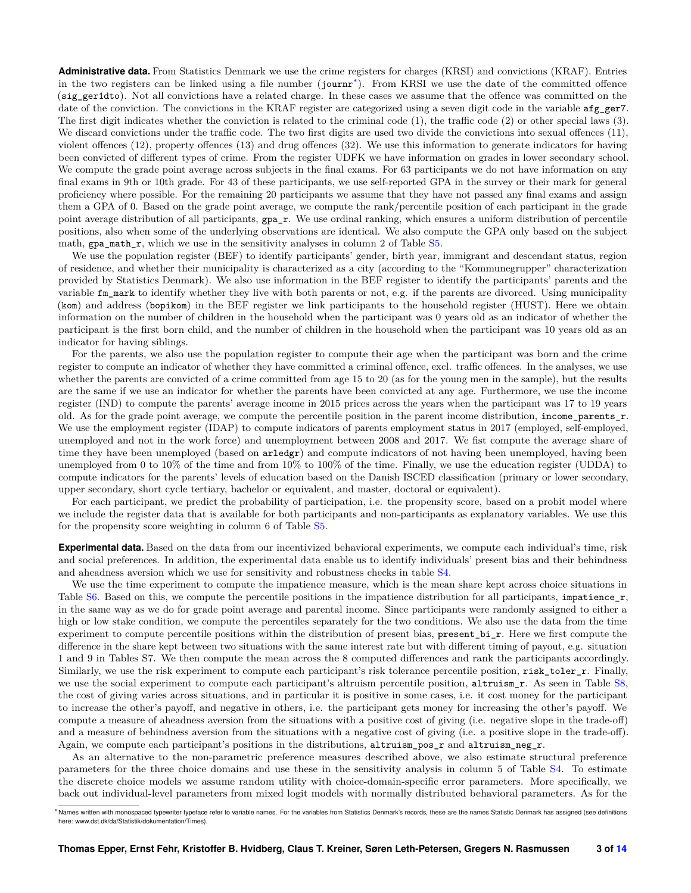**Administrative data.** From Statistics Denmark we use the crime registers for charges (KRSI) and convictions (KRAF). Entries in the two registers can be linked using a file number (journr[*]). From KRSI we use the date of the committed offence (sig_ger1dto). Not all convictions have a related charge. In these cases we assume that the offence was committed on the date of the conviction. The convictions in the KRAF register are categorized using a seven digit code in the variable afg_ger7. The first digit indicates whether the conviction is related to the criminal code (1), the traffic code (2) or other special laws (3). We discard convictions under the traffic code. The two first digits are used two divide the convictions into sexual offences (11), violent offences (12), property offences (13) and drug offences (32). We use this information to generate indicators for having been convicted of different types of crime. From the register UDFK we have information on grades in lower secondary school. We compute the grade point average across subjects in the final exams. For 63 participants we do not have information on any final exams in 9th or 10th grade. For 43 of these participants, we use self-reported GPA in the survey or their mark for general proficiency where possible. For the remaining 20 participants we assume that they have not passed any final exams and assign them a GPA of 0. Based on the grade point average, we compute the rank/percentile position of each participant in the grade point average distribution of all participants, gpa_r. We use ordinal ranking, which ensures a uniform distribution of percentile positions, also when some of the underlying observations are identical. We also compute the GPA only based on the subject math, gpa_math_r, which we use in the sensitivity analyses in column 2 of Table S5.

We use the population register (BEF) to identify participants' gender, birth year, immigrant and descendant status, region of residence, and whether their municipality is characterized as a city (according to the "Kommunegrupper" characterization provided by Statistics Denmark). We also use information in the BEF register to identify the participants' parents and the variable fm_mark to identify whether they live with both parents or not, e.g. if the parents are divorced. Using municipality (kom) and address (bopikom) in the BEF register we link participants to the household register (HUST). Here we obtain information on the number of children in the household when the participant was 0 years old as an indicator of whether the participant is the first born child, and the number of children in the household when the participant was 10 years old as an indicator for having siblings.

For the parents, we also use the population register to compute their age when the participant was born and the crime register to compute an indicator of whether they have committed a criminal offence, excl. traffic offences. In the analyses, we use whether the parents are convicted of a crime committed from age 15 to 20 (as for the young men in the sample), but the results are the same if we use an indicator for whether the parents have been convicted at any age. Furthermore, we use the income register (IND) to compute the parents' average income in 2015 prices across the years when the participant was 17 to 19 years old. As for the grade point average, we compute the percentile position in the parent income distribution, income_parents_r. We use the employment register (IDAP) to compute indicators of parents employment status in 2017 (employed, self-employed, unemployed and not in the work force) and unemployment between 2008 and 2017. We fist compute the average share of time they have been unemployed (based on arledgr) and compute indicators of not having been unemployed, having been unemployed from 0 to 10% of the time and from 10% to 100% of the time. Finally, we use the education register (UDDA) to compute indicators for the parents' levels of education based on the Danish ISCED classification (primary or lower secondary, upper secondary, short cycle tertiary, bachelor or equivalent, and master, doctoral or equivalent).

For each participant, we predict the probability of participation, i.e. the propensity score, based on a probit model where we include the register data that is available for both participants and non-participants as explanatory variables. We use this for the propensity score weighting in column 6 of Table S5.

**Experimental data.** Based on the data from our incentivized behavioral experiments, we compute each individual's time, risk and social preferences. In addition, the experimental data enable us to identify individuals' present bias and their behindness and aheadness aversion which we use for sensitivity and robustness checks in table S4.

We use the time experiment to compute the impatience measure, which is the mean share kept across choice situations in Table S6. Based on this, we compute the percentile positions in the impatience distribution for all participants, impatience_r, in the same way as we do for grade point average and parental income. Since participants were randomly assigned to either a high or low stake condition, we compute the percentiles separately for the two conditions. We also use the data from the time experiment to compute percentile positions within the distribution of present bias, present_bi_r. Here we first compute the difference in the share kept between two situations with the same interest rate but with different timing of payout, e.g. situation 1 and 9 in Tables S7. We then compute the mean across the 8 computed differences and rank the participants accordingly. Similarly, we use the risk experiment to compute each participant's risk tolerance percentile position, risk_toler_r. Finally, we use the social experiment to compute each participant's altruism percentile position, altruism_r. As seen in Table S8, the cost of giving varies across situations, and in particular it is positive in some cases, i.e. it cost money for the participant to increase the other's payoff, and negative in others, i.e. the participant gets money for increasing the other's payoff. We compute a measure of aheadness aversion from the situations with a positive cost of giving (i.e. negative slope in the trade-off) and a measure of behindness aversion from the situations with a negative cost of giving (i.e. a positive slope in the trade-off). Again, we compute each participant's positions in the distributions, altruism_pos_r and altruism_neg_r.

As an alternative to the non-parametric preference measures described above, we also estimate structural preference parameters for the three choice domains and use these in the sensitivity analysis in column 5 of Table S4. To estimate the discrete choice models we assume random utility with choice-domain-specific error parameters. More specifically, we back out individual-level parameters from mixed logit models with normally distributed behavioral parameters. As for the

[*] Names written with monospaced typewriter typeface refer to variable names. For the variables from Statistics Denmark's records, these are the names Statistic Denmark has assigned (see definitions here: www.dst.dk/da/Statistik/dokumentation/Times).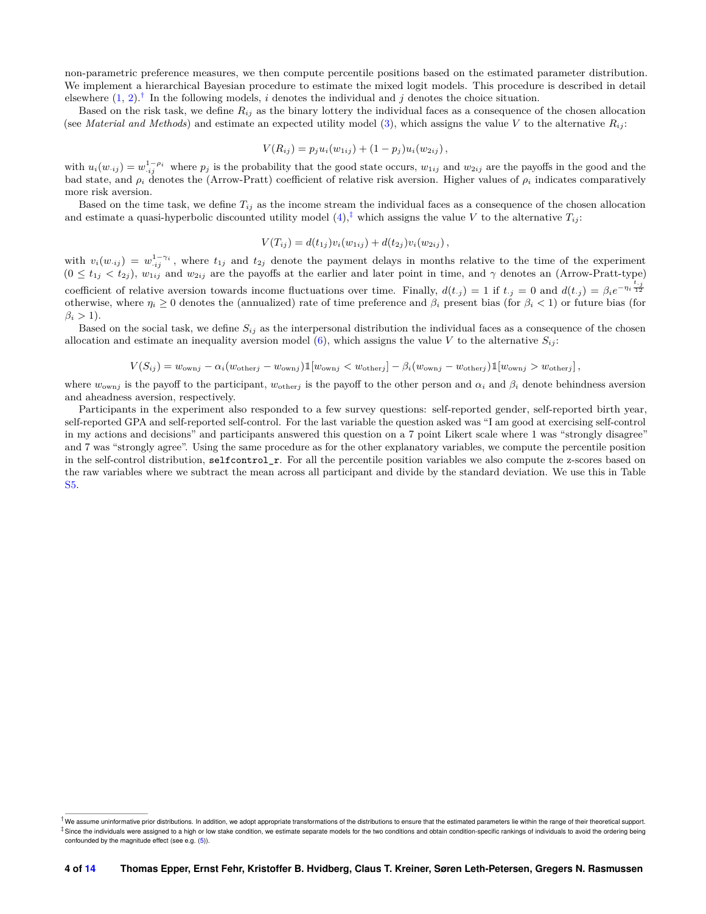non-parametric preference measures, we then compute percentile positions based on the estimated parameter distribution. We implement a hierarchical Bayesian procedure to estimate the mixed logit models. This procedure is described in detail elsewhere (1, 2).[†] In the following models, $i$ denotes the individual and $j$ denotes the choice situation.

Based on the risk task, we define $R_{ij}$ as the binary lottery the individual faces as a consequence of the chosen allocation (see *Material and Methods*) and estimate an expected utility model (3), which assigns the value $V$ to the alternative $R_{ij}$:

$$V(R_{ij}) = p_j u_i(w_{1ij}) + (1 - p_j) u_i(w_{2ij}) \, ,$$

with $u_i(w_{\cdot ij}) = w_{\cdot ij}^{1-\rho_i}$ where $p_j$ is the probability that the good state occurs, $w_{1ij}$ and $w_{2ij}$ are the payoffs in the good and the bad state, and $\rho_i$ denotes the (Arrow-Pratt) coefficient of relative risk aversion. Higher values of $\rho_i$ indicates comparatively more risk aversion.

Based on the time task, we define $T_{ij}$ as the income stream the individual faces as a consequence of the chosen allocation and estimate a quasi-hyperbolic discounted utility model (4),[‡] which assigns the value $V$ to the alternative $T_{ij}$:

$$V(T_{ij}) = d(t_{1j}) v_i(w_{1ij}) + d(t_{2j}) v_i(w_{2ij}) \, ,$$

with $v_i(w_{\cdot ij}) = w_{\cdot ij}^{1-\gamma_i}$, where $t_{1j}$ and $t_{2j}$ denote the payment delays in months relative to the time of the experiment ($0 \leq t_{1j} < t_{2j}$), $w_{1ij}$ and $w_{2ij}$ are the payoffs at the earlier and later point in time, and $\gamma$ denotes an (Arrow-Pratt-type) coefficient of relative aversion towards income fluctuations over time. Finally, $d(t_{\cdot j}) = 1$ if $t_{\cdot j} = 0$ and $d(t_{\cdot j}) = \beta_i e^{-\eta_i \frac{t_{\cdot j}}{12}}$ otherwise, where $\eta_i \geq 0$ denotes the (annualized) rate of time preference and $\beta_i$ present bias (for $\beta_i < 1$) or future bias (for $\beta_i > 1$).

Based on the social task, we define $S_{ij}$ as the interpersonal distribution the individual faces as a consequence of the chosen allocation and estimate an inequality aversion model (6), which assigns the value $V$ to the alternative $S_{ij}$:

$$V(S_{ij}) = w_{\text{own}j} - \alpha_i (w_{\text{other}j} - w_{\text{own}j}) \mathbb{1}[w_{\text{own}j} < w_{\text{other}j}] - \beta_i (w_{\text{own}j} - w_{\text{other}j}) \mathbb{1}[w_{\text{own}j} > w_{\text{other}j}] \, ,$$

where $w_{\text{own}j}$ is the payoff to the participant, $w_{\text{other}j}$ is the payoff to the other person and $\alpha_i$ and $\beta_i$ denote behindness aversion and aheadness aversion, respectively.

Participants in the experiment also responded to a few survey questions: self-reported gender, self-reported birth year, self-reported GPA and self-reported self-control. For the last variable the question asked was "I am good at exercising self-control in my actions and decisions" and participants answered this question on a 7 point Likert scale where 1 was "strongly disagree" and 7 was "strongly agree". Using the same procedure as for the other explanatory variables, we compute the percentile position in the self-control distribution, `selfcontrol_r`. For all the percentile position variables we also compute the z-scores based on the raw variables where we subtract the mean across all participant and divide by the standard deviation. We use this in Table S5.

---

[†] We assume uninformative prior distributions. In addition, we adopt appropriate transformations of the distributions to ensure that the estimated parameters lie within the range of their theoretical support.

[‡] Since the individuals were assigned to a high or low stake condition, we estimate separate models for the two conditions and obtain condition-specific rankings of individuals to avoid the ordering being confounded by the magnitude effect (see e.g. (5)).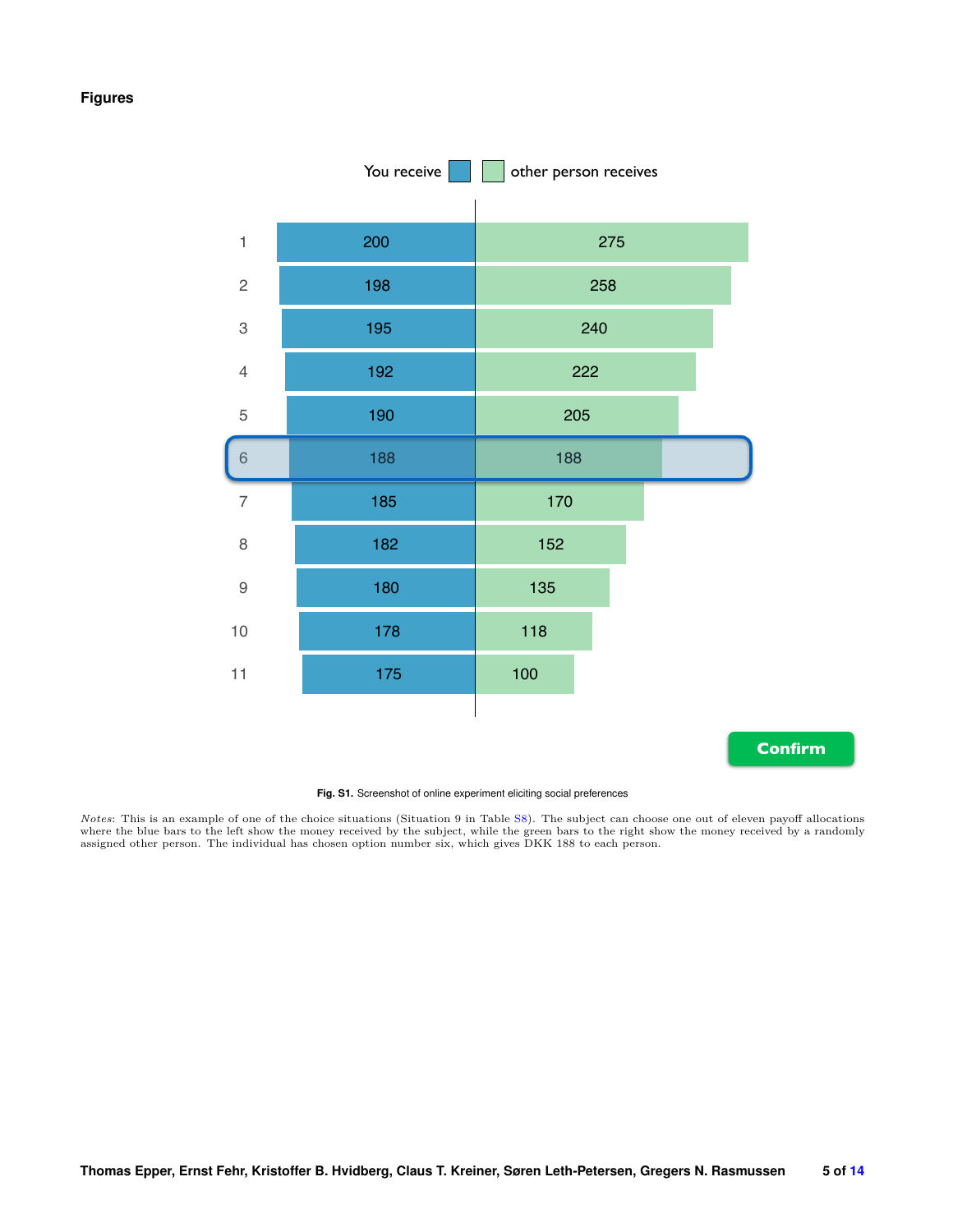### Figures

| | You receive | other person receives |
|---|---|---|
| 1 | 200 | 275 |
| 2 | 198 | 258 |
| 3 | 195 | 240 |
| 4 | 192 | 222 |
| 5 | 190 | 205 |
| 6 | 188 | 188 |
| 7 | 185 | 170 |
| 8 | 182 | 152 |
| 9 | 180 | 135 |
| 10 | 178 | 118 |
| 11 | 175 | 100 |

Confirm

**Fig. S1.** Screenshot of online experiment eliciting social preferences

*Notes*: This is an example of one of the choice situations (Situation 9 in Table S8). The subject can choose one out of eleven payoff allocations where the blue bars to the left show the money received by the subject, while the green bars to the right show the money received by a randomly assigned other person. The individual has chosen option number six, which gives DKK 188 to each person.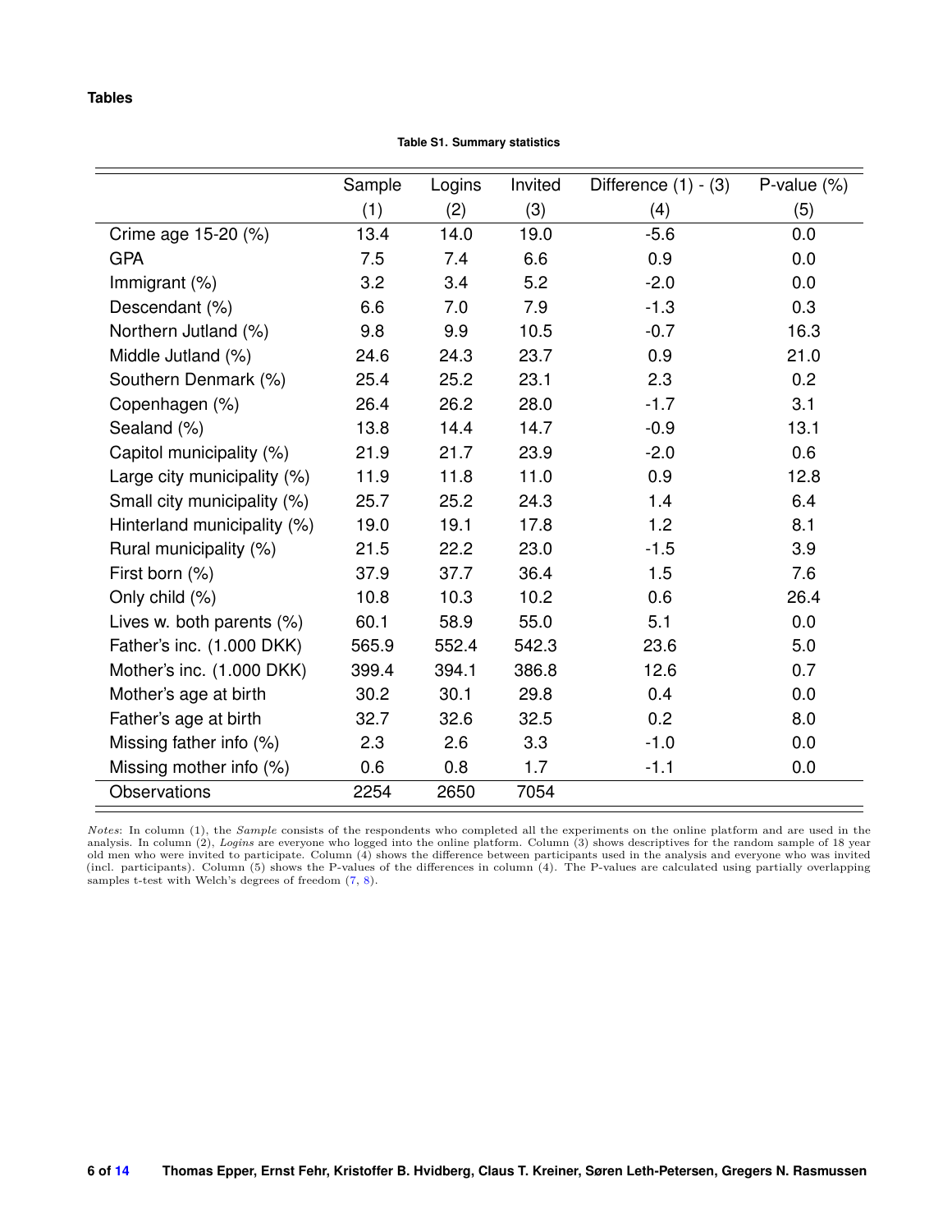## Tables

**Table S1. Summary statistics**

| | Sample | Logins | Invited | Difference (1) - (3) | P-value (%) |
|---|---|---|---|---|---|
| | (1) | (2) | (3) | (4) | (5) |
| Crime age 15-20 (%) | 13.4 | 14.0 | 19.0 | -5.6 | 0.0 |
| GPA | 7.5 | 7.4 | 6.6 | 0.9 | 0.0 |
| Immigrant (%) | 3.2 | 3.4 | 5.2 | -2.0 | 0.0 |
| Descendant (%) | 6.6 | 7.0 | 7.9 | -1.3 | 0.3 |
| Northern Jutland (%) | 9.8 | 9.9 | 10.5 | -0.7 | 16.3 |
| Middle Jutland (%) | 24.6 | 24.3 | 23.7 | 0.9 | 21.0 |
| Southern Denmark (%) | 25.4 | 25.2 | 23.1 | 2.3 | 0.2 |
| Copenhagen (%) | 26.4 | 26.2 | 28.0 | -1.7 | 3.1 |
| Sealand (%) | 13.8 | 14.4 | 14.7 | -0.9 | 13.1 |
| Capitol municipality (%) | 21.9 | 21.7 | 23.9 | -2.0 | 0.6 |
| Large city municipality (%) | 11.9 | 11.8 | 11.0 | 0.9 | 12.8 |
| Small city municipality (%) | 25.7 | 25.2 | 24.3 | 1.4 | 6.4 |
| Hinterland municipality (%) | 19.0 | 19.1 | 17.8 | 1.2 | 8.1 |
| Rural municipality (%) | 21.5 | 22.2 | 23.0 | -1.5 | 3.9 |
| First born (%) | 37.9 | 37.7 | 36.4 | 1.5 | 7.6 |
| Only child (%) | 10.8 | 10.3 | 10.2 | 0.6 | 26.4 |
| Lives w. both parents (%) | 60.1 | 58.9 | 55.0 | 5.1 | 0.0 |
| Father's inc. (1.000 DKK) | 565.9 | 552.4 | 542.3 | 23.6 | 5.0 |
| Mother's inc. (1.000 DKK) | 399.4 | 394.1 | 386.8 | 12.6 | 0.7 |
| Mother's age at birth | 30.2 | 30.1 | 29.8 | 0.4 | 0.0 |
| Father's age at birth | 32.7 | 32.6 | 32.5 | 0.2 | 8.0 |
| Missing father info (%) | 2.3 | 2.6 | 3.3 | -1.0 | 0.0 |
| Missing mother info (%) | 0.6 | 0.8 | 1.7 | -1.1 | 0.0 |
| Observations | 2254 | 2650 | 7054 | | |

*Notes*: In column (1), the *Sample* consists of the respondents who completed all the experiments on the online platform and are used in the analysis. In column (2), *Logins* are everyone who logged into the online platform. Column (3) shows descriptives for the random sample of 18 year old men who were invited to participate. Column (4) shows the difference between participants used in the analysis and everyone who was invited (incl. participants). Column (5) shows the P-values of the differences in column (4). The P-values are calculated using partially overlapping samples t-test with Welch's degrees of freedom (7, 8).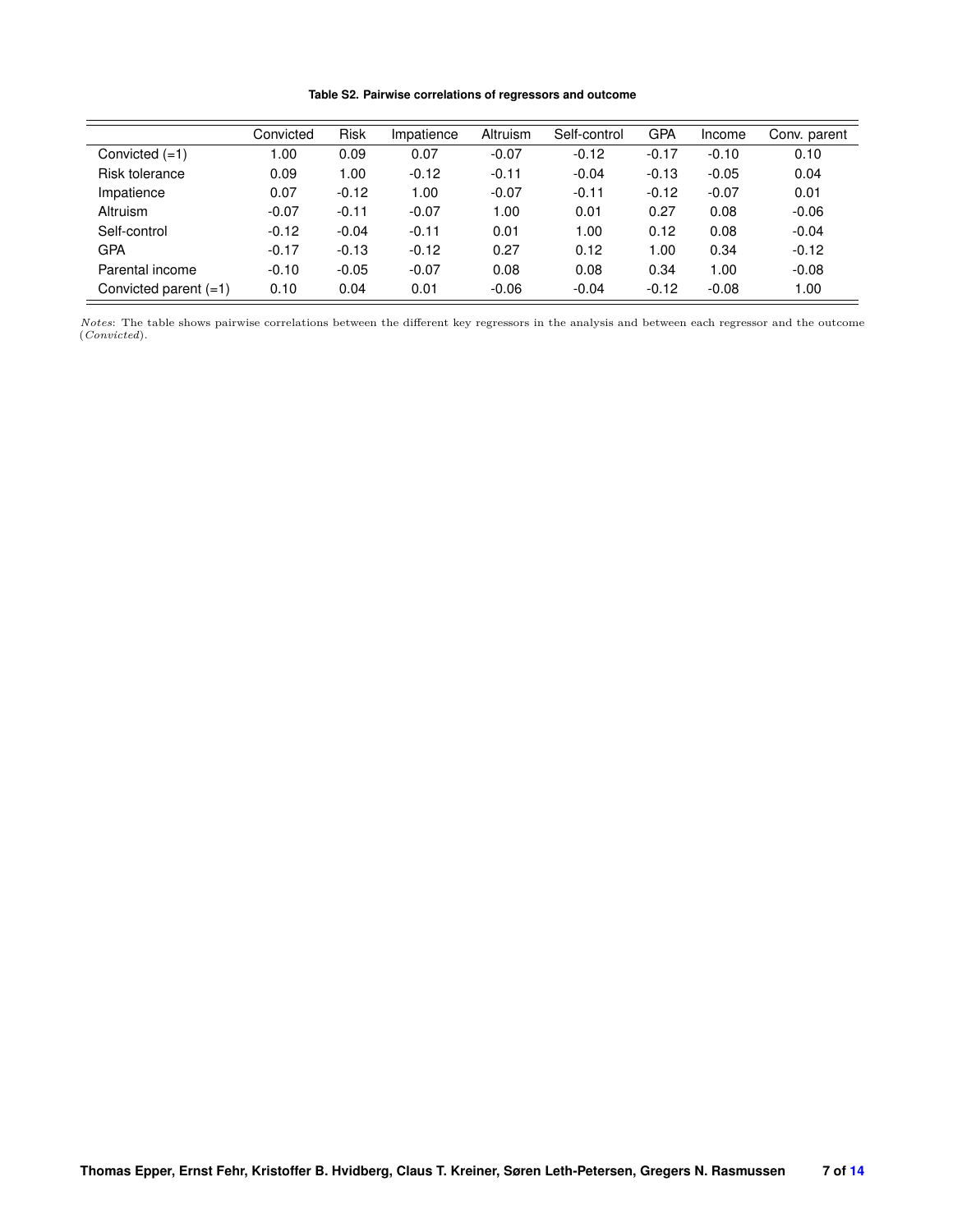**Table S2. Pairwise correlations of regressors and outcome**

| | Convicted | Risk | Impatience | Altruism | Self-control | GPA | Income | Conv. parent |
|---|---|---|---|---|---|---|---|---|
| Convicted (=1) | 1.00 | 0.09 | 0.07 | -0.07 | -0.12 | -0.17 | -0.10 | 0.10 |
| Risk tolerance | 0.09 | 1.00 | -0.12 | -0.11 | -0.04 | -0.13 | -0.05 | 0.04 |
| Impatience | 0.07 | -0.12 | 1.00 | -0.07 | -0.11 | -0.12 | -0.07 | 0.01 |
| Altruism | -0.07 | -0.11 | -0.07 | 1.00 | 0.01 | 0.27 | 0.08 | -0.06 |
| Self-control | -0.12 | -0.04 | -0.11 | 0.01 | 1.00 | 0.12 | 0.08 | -0.04 |
| GPA | -0.17 | -0.13 | -0.12 | 0.27 | 0.12 | 1.00 | 0.34 | -0.12 |
| Parental income | -0.10 | -0.05 | -0.07 | 0.08 | 0.08 | 0.34 | 1.00 | -0.08 |
| Convicted parent (=1) | 0.10 | 0.04 | 0.01 | -0.06 | -0.04 | -0.12 | -0.08 | 1.00 |

*Notes*: The table shows pairwise correlations between the different key regressors in the analysis and between each regressor and the outcome (*Convicted*).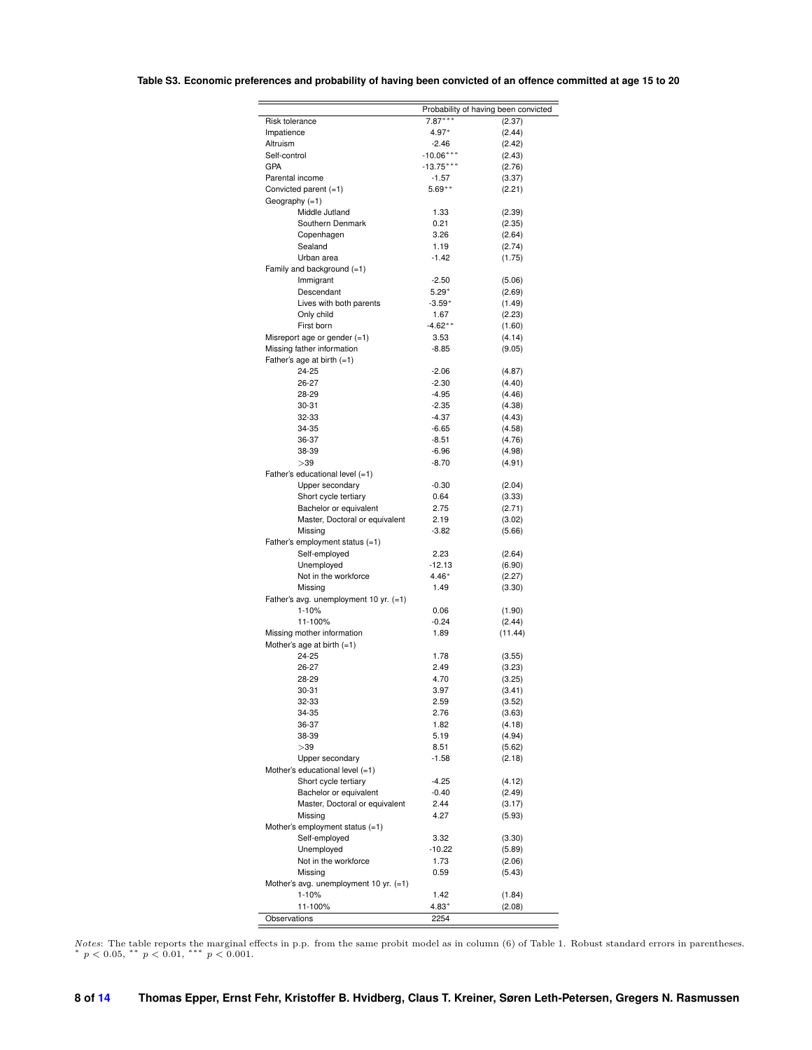**Table S3. Economic preferences and probability of having been convicted of an offence committed at age 15 to 20**

| | Probability of having been convicted | |
|---|---|---|
| Risk tolerance | 7.87*** | (2.37) |
| Impatience | 4.97* | (2.44) |
| Altruism | -2.46 | (2.42) |
| Self-control | -10.06*** | (2.43) |
| GPA | -13.75*** | (2.76) |
| Parental income | -1.57 | (3.37) |
| Convicted parent (=1) | 5.69** | (2.21) |
| Geography (=1) | | |
| Middle Jutland | 1.33 | (2.39) |
| Southern Denmark | 0.21 | (2.35) |
| Copenhagen | 3.26 | (2.64) |
| Sealand | 1.19 | (2.74) |
| Urban area | -1.42 | (1.75) |
| Family and background (=1) | | |
| Immigrant | -2.50 | (5.06) |
| Descendant | 5.29* | (2.69) |
| Lives with both parents | -3.59* | (1.49) |
| Only child | 1.67 | (2.23) |
| First born | -4.62** | (1.60) |
| Misreport age or gender (=1) | 3.53 | (4.14) |
| Missing father information | -8.85 | (9.05) |
| Father's age at birth (=1) | | |
| 24-25 | -2.06 | (4.87) |
| 26-27 | -2.30 | (4.40) |
| 28-29 | -4.95 | (4.46) |
| 30-31 | -2.35 | (4.38) |
| 32-33 | -4.37 | (4.43) |
| 34-35 | -6.65 | (4.58) |
| 36-37 | -8.51 | (4.76) |
| 38-39 | -6.96 | (4.98) |
| >39 | -8.70 | (4.91) |
| Father's educational level (=1) | | |
| Upper secondary | -0.30 | (2.04) |
| Short cycle tertiary | 0.64 | (3.33) |
| Bachelor or equivalent | 2.75 | (2.71) |
| Master, Doctoral or equivalent | 2.19 | (3.02) |
| Missing | -3.82 | (5.66) |
| Father's employment status (=1) | | |
| Self-employed | 2.23 | (2.64) |
| Unemployed | -12.13 | (6.90) |
| Not in the workforce | 4.46* | (2.27) |
| Missing | 1.49 | (3.30) |
| Father's avg. unemployment 10 yr. (=1) | | |
| 1-10% | 0.06 | (1.90) |
| 11-100% | -0.24 | (2.44) |
| Missing mother information | 1.89 | (11.44) |
| Mother's age at birth (=1) | | |
| 24-25 | 1.78 | (3.55) |
| 26-27 | 2.49 | (3.23) |
| 28-29 | 4.70 | (3.25) |
| 30-31 | 3.97 | (3.41) |
| 32-33 | 2.59 | (3.52) |
| 34-35 | 2.76 | (3.63) |
| 36-37 | 1.82 | (4.18) |
| 38-39 | 5.19 | (4.94) |
| >39 | 8.51 | (5.62) |
| Upper secondary | -1.58 | (2.18) |
| Mother's educational level (=1) | | |
| Short cycle tertiary | -4.25 | (4.12) |
| Bachelor or equivalent | -0.40 | (2.49) |
| Master, Doctoral or equivalent | 2.44 | (3.17) |
| Missing | 4.27 | (5.93) |
| Mother's employment status (=1) | | |
| Self-employed | 3.32 | (3.30) |
| Unemployed | -10.22 | (5.89) |
| Not in the workforce | 1.73 | (2.06) |
| Missing | 0.59 | (5.43) |
| Mother's avg. unemployment 10 yr. (=1) | | |
| 1-10% | 1.42 | (1.84) |
| 11-100% | 4.83* | (2.08) |
| Observations | 2254 | |

*Notes*: The table reports the marginal effects in p.p. from the same probit model as in column (6) of Table 1. Robust standard errors in parentheses. * $p < 0.05$, ** $p < 0.01$, *** $p < 0.001$.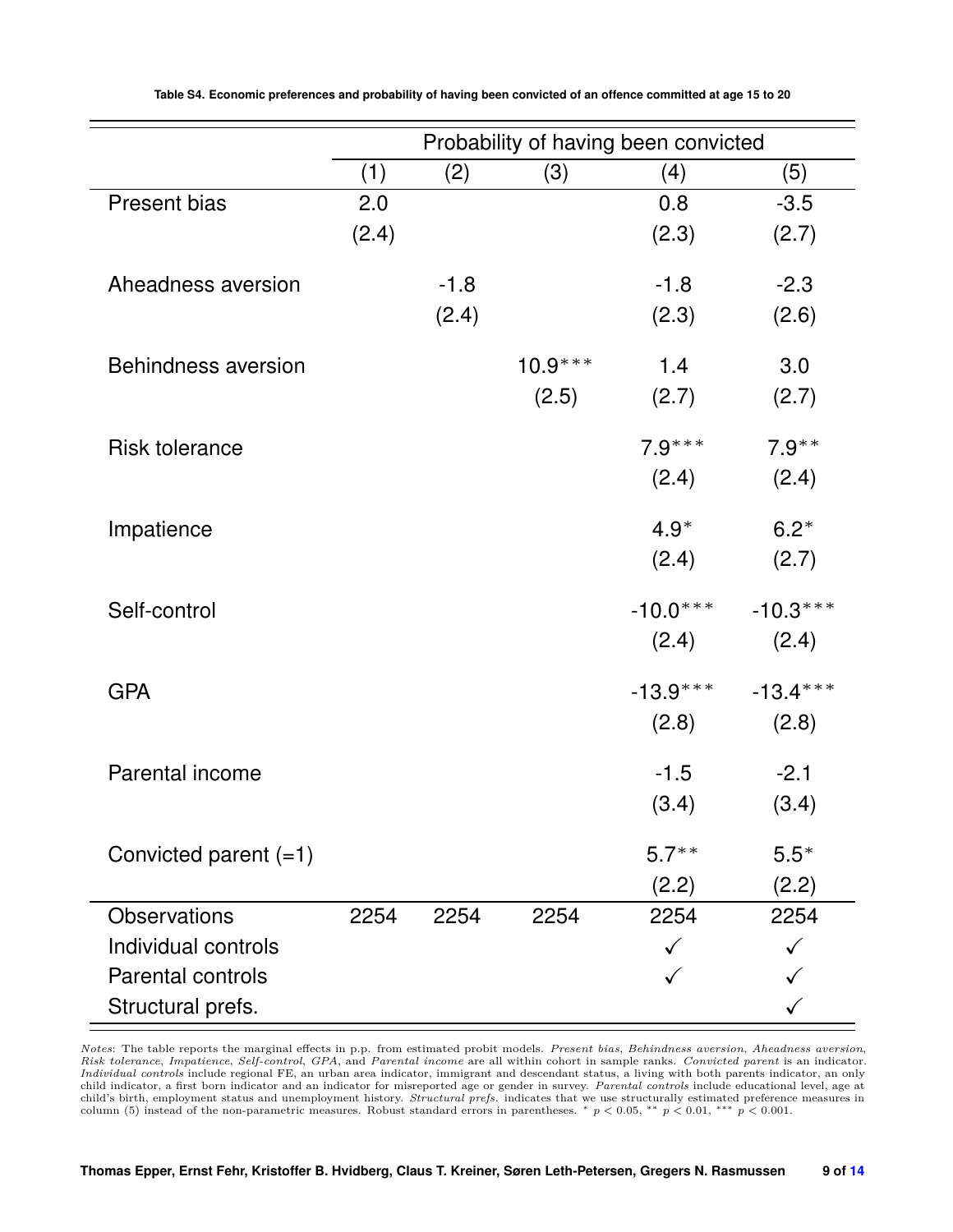**Table S4. Economic preferences and probability of having been convicted of an offence committed at age 15 to 20**

| | Probability of having been convicted | | | | |
|---|---|---|---|---|---|
| | (1) | (2) | (3) | (4) | (5) |
| Present bias | 2.0 | | | 0.8 | -3.5 |
| | (2.4) | | | (2.3) | (2.7) |
| Aheadness aversion | | -1.8 | | -1.8 | -2.3 |
| | | (2.4) | | (2.3) | (2.6) |
| Behindness aversion | | | 10.9*** | 1.4 | 3.0 |
| | | | (2.5) | (2.7) | (2.7) |
| Risk tolerance | | | | 7.9*** | 7.9** |
| | | | | (2.4) | (2.4) |
| Impatience | | | | 4.9* | 6.2* |
| | | | | (2.4) | (2.7) |
| Self-control | | | | -10.0*** | -10.3*** |
| | | | | (2.4) | (2.4) |
| GPA | | | | -13.9*** | -13.4*** |
| | | | | (2.8) | (2.8) |
| Parental income | | | | -1.5 | -2.1 |
| | | | | (3.4) | (3.4) |
| Convicted parent (=1) | | | | 5.7** | 5.5* |
| | | | | (2.2) | (2.2) |
| Observations | 2254 | 2254 | 2254 | 2254 | 2254 |
| Individual controls | | | | ✓ | ✓ |
| Parental controls | | | | ✓ | ✓ |
| Structural prefs. | | | | | ✓ |

*Notes*: The table reports the marginal effects in p.p. from estimated probit models. *Present bias*, *Behindness aversion*, *Aheadness aversion*, *Risk tolerance*, *Impatience*, *Self-control*, *GPA*, and *Parental income* are all within cohort in sample ranks. *Convicted parent* is an indicator. *Individual controls* include regional FE, an urban area indicator, immigrant and descendant status, a living with both parents indicator, an only child indicator, a first born indicator and an indicator for misreported age or gender in survey. *Parental controls* include educational level, age at child's birth, employment status and unemployment history. *Structural prefs.* indicates that we use structurally estimated preference measures in column (5) instead of the non-parametric measures. Robust standard errors in parentheses. * $p < 0.05$, ** $p < 0.01$, *** $p < 0.001$.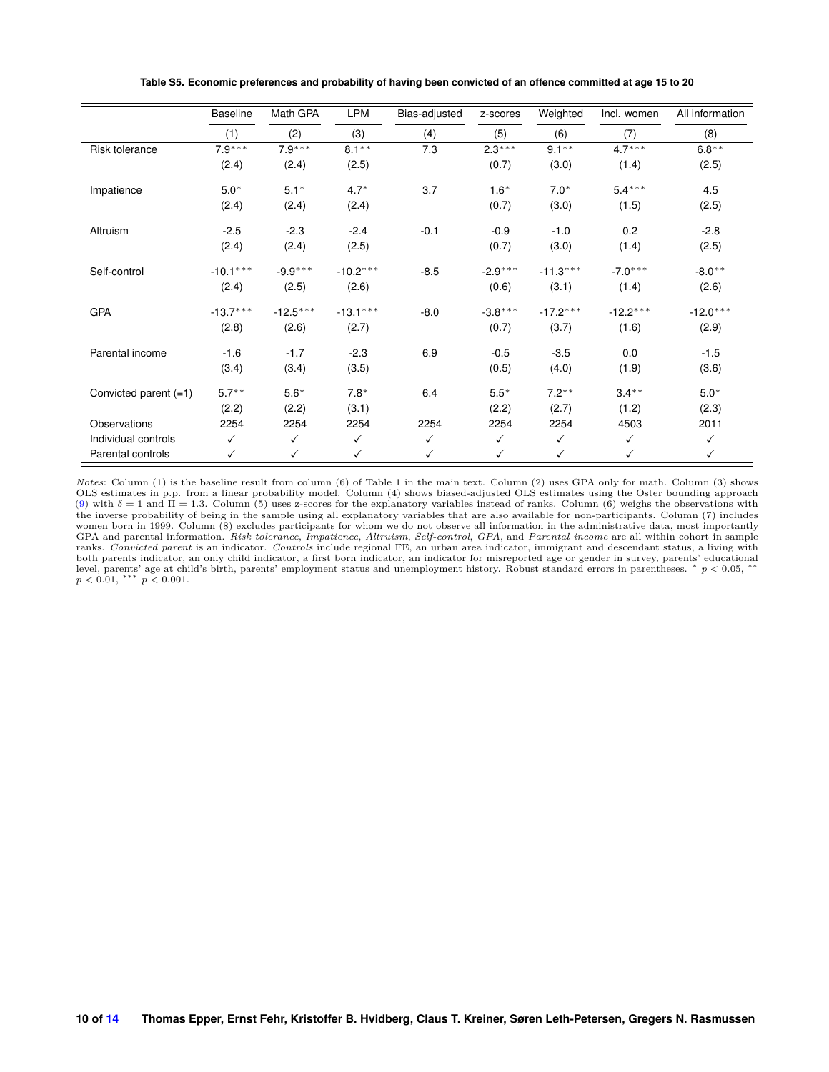**Table S5. Economic preferences and probability of having been convicted of an offence committed at age 15 to 20**

| | Baseline | Math GPA | LPM | Bias-adjusted | z-scores | Weighted | Incl. women | All information |
|---|---|---|---|---|---|---|---|---|
| | (1) | (2) | (3) | (4) | (5) | (6) | (7) | (8) |
| Risk tolerance | 7.9*** | 7.9*** | 8.1** | 7.3 | 2.3*** | 9.1** | 4.7*** | 6.8** |
| | (2.4) | (2.4) | (2.5) | | (0.7) | (3.0) | (1.4) | (2.5) |
| Impatience | 5.0* | 5.1* | 4.7* | 3.7 | 1.6* | 7.0* | 5.4*** | 4.5 |
| | (2.4) | (2.4) | (2.4) | | (0.7) | (3.0) | (1.5) | (2.5) |
| Altruism | -2.5 | -2.3 | -2.4 | -0.1 | -0.9 | -1.0 | 0.2 | -2.8 |
| | (2.4) | (2.4) | (2.5) | | (0.7) | (3.0) | (1.4) | (2.5) |
| Self-control | -10.1*** | -9.9*** | -10.2*** | -8.5 | -2.9*** | -11.3*** | -7.0*** | -8.0** |
| | (2.4) | (2.5) | (2.6) | | (0.6) | (3.1) | (1.4) | (2.6) |
| GPA | -13.7*** | -12.5*** | -13.1*** | -8.0 | -3.8*** | -17.2*** | -12.2*** | -12.0*** |
| | (2.8) | (2.6) | (2.7) | | (0.7) | (3.7) | (1.6) | (2.9) |
| Parental income | -1.6 | -1.7 | -2.3 | 6.9 | -0.5 | -3.5 | 0.0 | -1.5 |
| | (3.4) | (3.4) | (3.5) | | (0.5) | (4.0) | (1.9) | (3.6) |
| Convicted parent (=1) | 5.7** | 5.6* | 7.8* | 6.4 | 5.5* | 7.2** | 3.4** | 5.0* |
| | (2.2) | (2.2) | (3.1) | | (2.2) | (2.7) | (1.2) | (2.3) |
| Observations | 2254 | 2254 | 2254 | 2254 | 2254 | 2254 | 4503 | 2011 |
| Individual controls | ✓ | ✓ | ✓ | ✓ | ✓ | ✓ | ✓ | ✓ |
| Parental controls | ✓ | ✓ | ✓ | ✓ | ✓ | ✓ | ✓ | ✓ |

*Notes*: Column (1) is the baseline result from column (6) of Table 1 in the main text. Column (2) uses GPA only for math. Column (3) shows OLS estimates in p.p. from a linear probability model. Column (4) shows biased-adjusted OLS estimates using the Oster bounding approach (9) with $\delta = 1$ and $\Pi = 1.3$. Column (5) uses z-scores for the explanatory variables instead of ranks. Column (6) weighs the observations with the inverse probability of being in the sample using all explanatory variables that are also available for non-participants. Column (7) includes women born in 1999. Column (8) excludes participants for whom we do not observe all information in the administrative data, most importantly GPA and parental information. *Risk tolerance*, *Impatience*, *Altruism*, *Self-control*, *GPA*, and *Parental income* are all within cohort in sample ranks. *Convicted parent* is an indicator. *Controls* include regional FE, an urban area indicator, immigrant and descendant status, a living with both parents indicator, an only child indicator, a first born indicator, an indicator for misreported age or gender in survey, parents' educational level, parents' age at child's birth, parents' employment status and unemployment history. Robust standard errors in parentheses. * $p < 0.05$, ** $p < 0.01$, *** $p < 0.001$.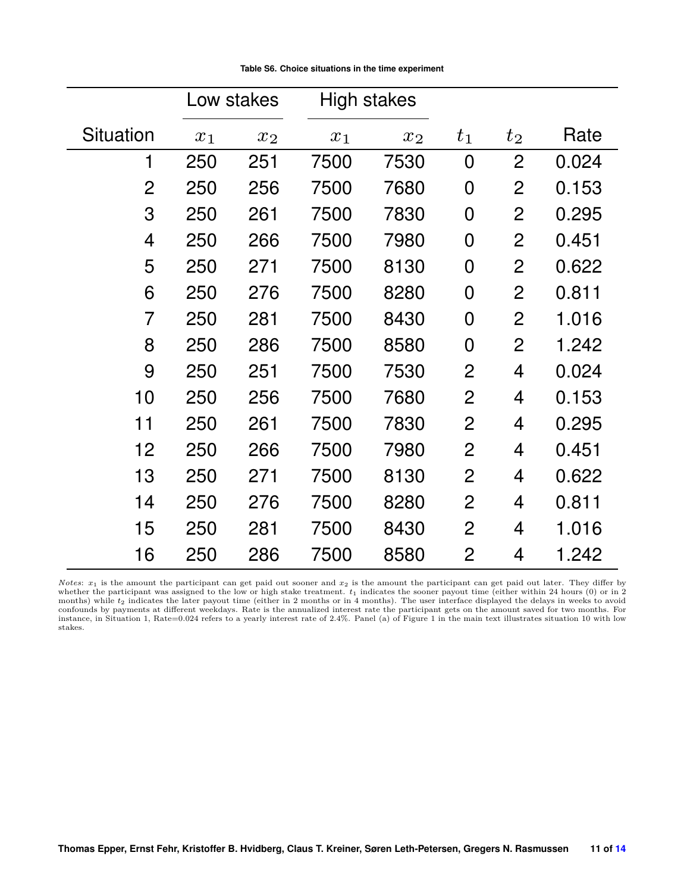**Table S6. Choice situations in the time experiment**

| | Low stakes | | High stakes | | | | |
|---|---|---|---|---|---|---|---|
| Situation | $x_1$ | $x_2$ | $x_1$ | $x_2$ | $t_1$ | $t_2$ | Rate |
| 1 | 250 | 251 | 7500 | 7530 | 0 | 2 | 0.024 |
| 2 | 250 | 256 | 7500 | 7680 | 0 | 2 | 0.153 |
| 3 | 250 | 261 | 7500 | 7830 | 0 | 2 | 0.295 |
| 4 | 250 | 266 | 7500 | 7980 | 0 | 2 | 0.451 |
| 5 | 250 | 271 | 7500 | 8130 | 0 | 2 | 0.622 |
| 6 | 250 | 276 | 7500 | 8280 | 0 | 2 | 0.811 |
| 7 | 250 | 281 | 7500 | 8430 | 0 | 2 | 1.016 |
| 8 | 250 | 286 | 7500 | 8580 | 0 | 2 | 1.242 |
| 9 | 250 | 251 | 7500 | 7530 | 2 | 4 | 0.024 |
| 10 | 250 | 256 | 7500 | 7680 | 2 | 4 | 0.153 |
| 11 | 250 | 261 | 7500 | 7830 | 2 | 4 | 0.295 |
| 12 | 250 | 266 | 7500 | 7980 | 2 | 4 | 0.451 |
| 13 | 250 | 271 | 7500 | 8130 | 2 | 4 | 0.622 |
| 14 | 250 | 276 | 7500 | 8280 | 2 | 4 | 0.811 |
| 15 | 250 | 281 | 7500 | 8430 | 2 | 4 | 1.016 |
| 16 | 250 | 286 | 7500 | 8580 | 2 | 4 | 1.242 |

*Notes*: $x_1$ is the amount the participant can get paid out sooner and $x_2$ is the amount the participant can get paid out later. They differ by whether the participant was assigned to the low or high stake treatment. $t_1$ indicates the sooner payout time (either within 24 hours (0) or in 2 months) while $t_2$ indicates the later payout time (either in 2 months or in 4 months). The user interface displayed the delays in weeks to avoid confounds by payments at different weekdays. Rate is the annualized interest rate the participant gets on the amount saved for two months. For instance, in Situation 1, Rate=0.024 refers to a yearly interest rate of 2.4%. Panel (a) of Figure 1 in the main text illustrates situation 10 with low stakes.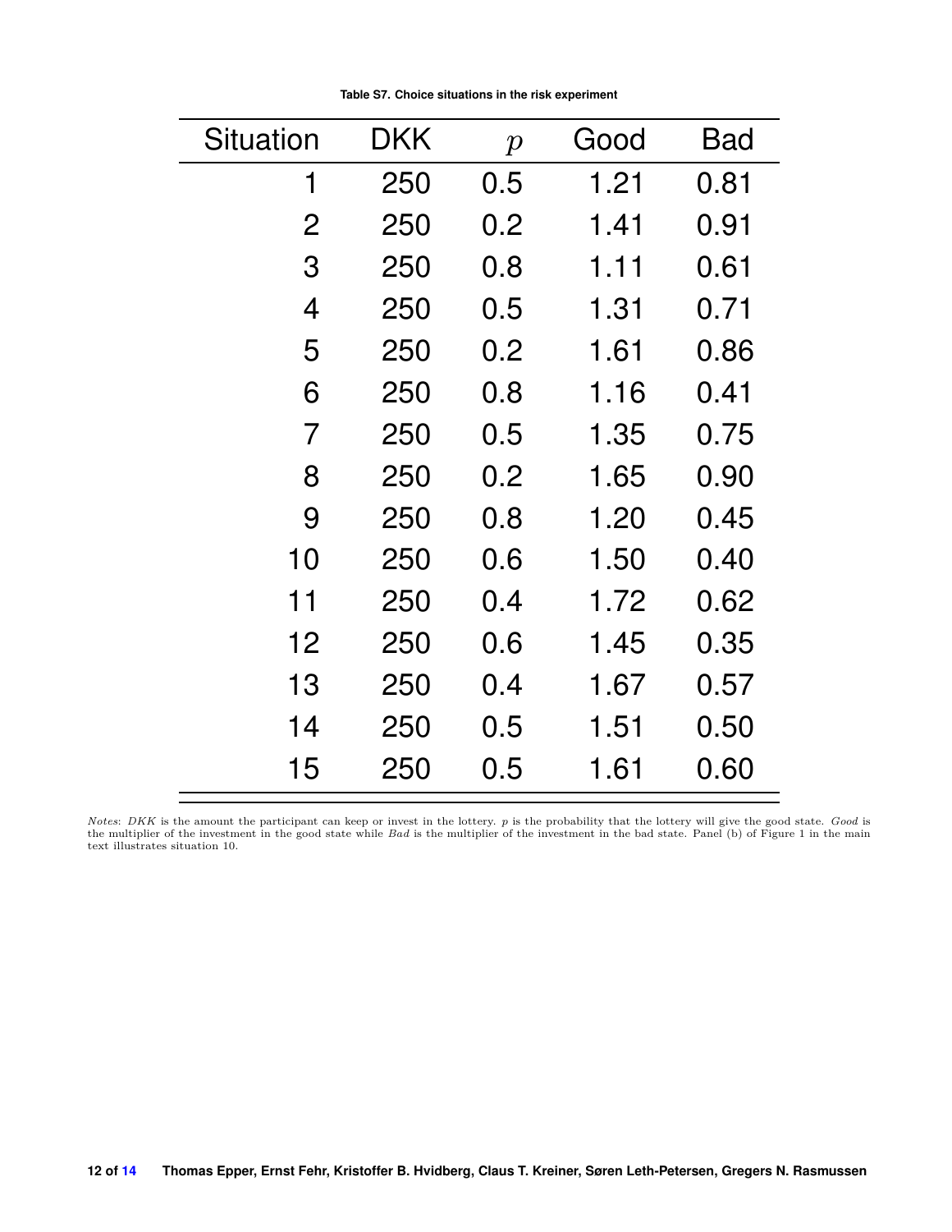**Table S7. Choice situations in the risk experiment**

| Situation | DKK | $p$ | Good | Bad |
|---|---|---|---|---|
| 1 | 250 | 0.5 | 1.21 | 0.81 |
| 2 | 250 | 0.2 | 1.41 | 0.91 |
| 3 | 250 | 0.8 | 1.11 | 0.61 |
| 4 | 250 | 0.5 | 1.31 | 0.71 |
| 5 | 250 | 0.2 | 1.61 | 0.86 |
| 6 | 250 | 0.8 | 1.16 | 0.41 |
| 7 | 250 | 0.5 | 1.35 | 0.75 |
| 8 | 250 | 0.2 | 1.65 | 0.90 |
| 9 | 250 | 0.8 | 1.20 | 0.45 |
| 10 | 250 | 0.6 | 1.50 | 0.40 |
| 11 | 250 | 0.4 | 1.72 | 0.62 |
| 12 | 250 | 0.6 | 1.45 | 0.35 |
| 13 | 250 | 0.4 | 1.67 | 0.57 |
| 14 | 250 | 0.5 | 1.51 | 0.50 |
| 15 | 250 | 0.5 | 1.61 | 0.60 |

*Notes*: *DKK* is the amount the participant can keep or invest in the lottery. $p$ is the probability that the lottery will give the good state. *Good* is the multiplier of the investment in the good state while *Bad* is the multiplier of the investment in the bad state. Panel (b) of Figure 1 in the main text illustrates situation 10.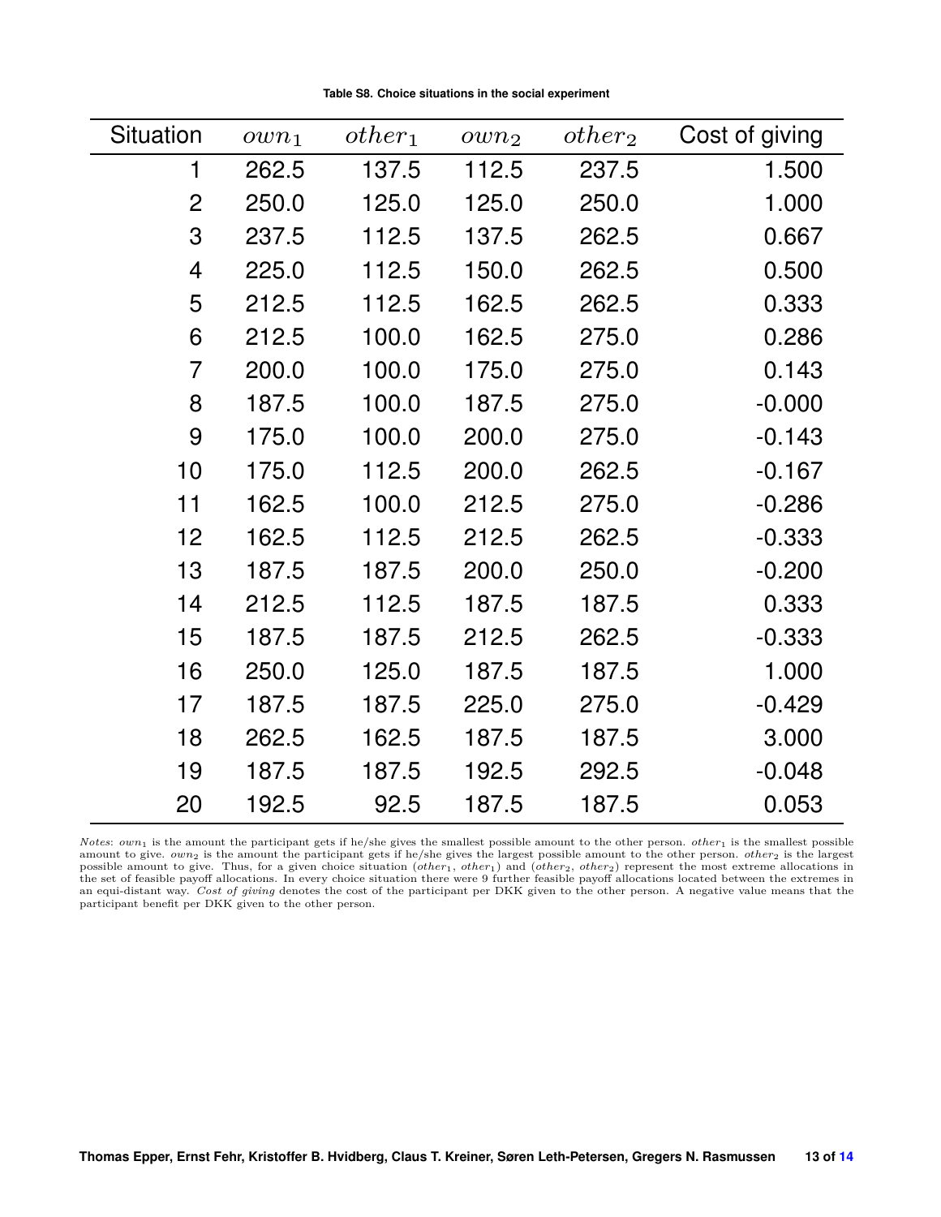**Table S8. Choice situations in the social experiment**

| Situation | $own_1$ | $other_1$ | $own_2$ | $other_2$ | Cost of giving |
|---|---|---|---|---|---|
| 1 | 262.5 | 137.5 | 112.5 | 237.5 | 1.500 |
| 2 | 250.0 | 125.0 | 125.0 | 250.0 | 1.000 |
| 3 | 237.5 | 112.5 | 137.5 | 262.5 | 0.667 |
| 4 | 225.0 | 112.5 | 150.0 | 262.5 | 0.500 |
| 5 | 212.5 | 112.5 | 162.5 | 262.5 | 0.333 |
| 6 | 212.5 | 100.0 | 162.5 | 275.0 | 0.286 |
| 7 | 200.0 | 100.0 | 175.0 | 275.0 | 0.143 |
| 8 | 187.5 | 100.0 | 187.5 | 275.0 | -0.000 |
| 9 | 175.0 | 100.0 | 200.0 | 275.0 | -0.143 |
| 10 | 175.0 | 112.5 | 200.0 | 262.5 | -0.167 |
| 11 | 162.5 | 100.0 | 212.5 | 275.0 | -0.286 |
| 12 | 162.5 | 112.5 | 212.5 | 262.5 | -0.333 |
| 13 | 187.5 | 187.5 | 200.0 | 250.0 | -0.200 |
| 14 | 212.5 | 112.5 | 187.5 | 187.5 | 0.333 |
| 15 | 187.5 | 187.5 | 212.5 | 262.5 | -0.333 |
| 16 | 250.0 | 125.0 | 187.5 | 187.5 | 1.000 |
| 17 | 187.5 | 187.5 | 225.0 | 275.0 | -0.429 |
| 18 | 262.5 | 162.5 | 187.5 | 187.5 | 3.000 |
| 19 | 187.5 | 187.5 | 192.5 | 292.5 | -0.048 |
| 20 | 192.5 | 92.5 | 187.5 | 187.5 | 0.053 |

*Notes*: $own_1$ is the amount the participant gets if he/she gives the smallest possible amount to the other person. $other_1$ is the smallest possible amount to give. $own_2$ is the amount the participant gets if he/she gives the largest possible amount to the other person. $other_2$ is the largest possible amount to give. Thus, for a given choice situation ($other_1$, $other_1$) and ($other_2$, $other_2$) represent the most extreme allocations in the set of feasible payoff allocations. In every choice situation there were 9 further feasible payoff allocations located between the extremes in an equi-distant way. *Cost of giving* denotes the cost of the participant per DKK given to the other person. A negative value means that the participant benefit per DKK given to the other person.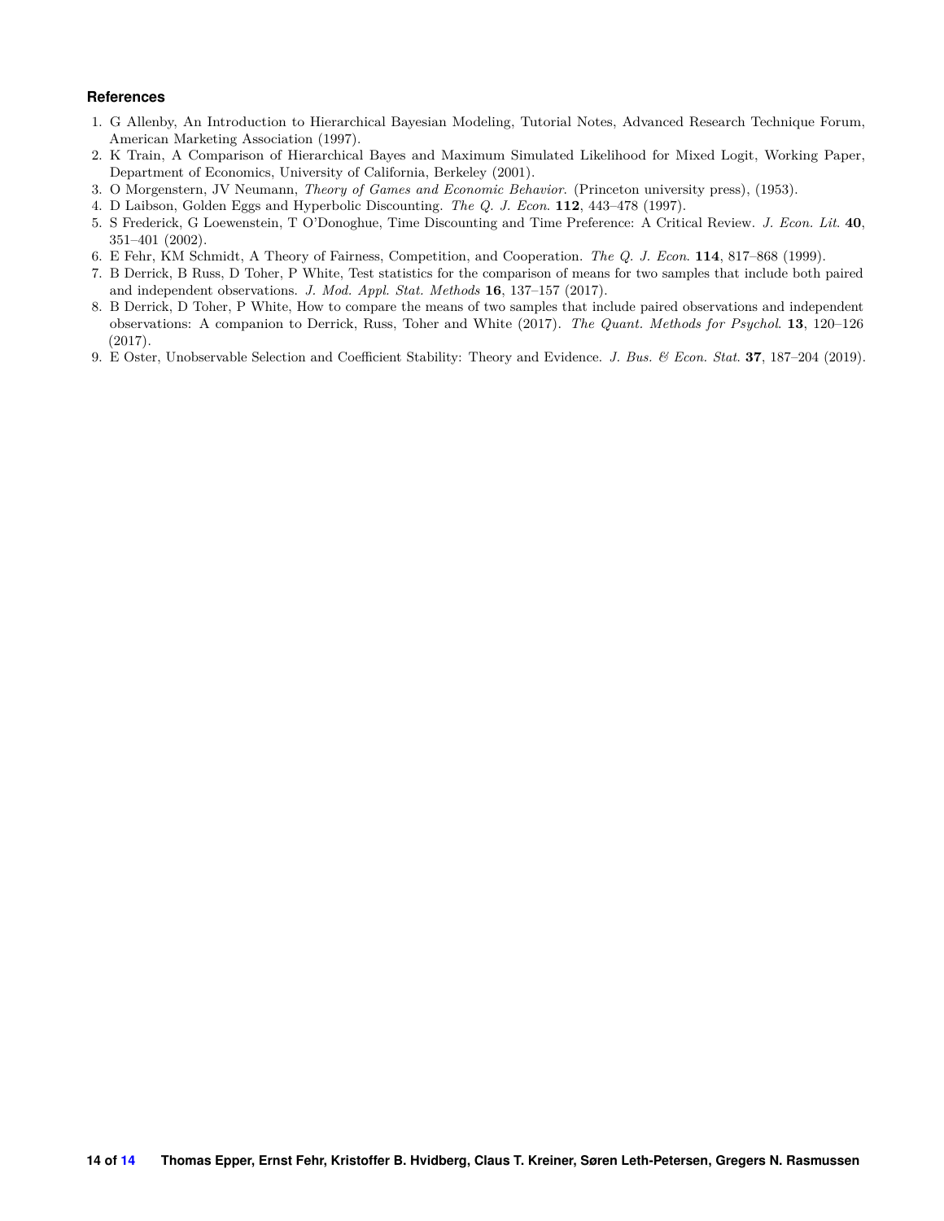### References

1. G Allenby, An Introduction to Hierarchical Bayesian Modeling, Tutorial Notes, Advanced Research Technique Forum, American Marketing Association (1997).
2. K Train, A Comparison of Hierarchical Bayes and Maximum Simulated Likelihood for Mixed Logit, Working Paper, Department of Economics, University of California, Berkeley (2001).
3. O Morgenstern, JV Neumann, *Theory of Games and Economic Behavior.* (Princeton university press), (1953).
4. D Laibson, Golden Eggs and Hyperbolic Discounting. *The Q. J. Econ.* **112**, 443–478 (1997).
5. S Frederick, G Loewenstein, T O'Donoghue, Time Discounting and Time Preference: A Critical Review. *J. Econ. Lit.* **40**, 351–401 (2002).
6. E Fehr, KM Schmidt, A Theory of Fairness, Competition, and Cooperation. *The Q. J. Econ.* **114**, 817–868 (1999).
7. B Derrick, B Russ, D Toher, P White, Test statistics for the comparison of means for two samples that include both paired and independent observations. *J. Mod. Appl. Stat. Methods* **16**, 137–157 (2017).
8. B Derrick, D Toher, P White, How to compare the means of two samples that include paired observations and independent observations: A companion to Derrick, Russ, Toher and White (2017). *The Quant. Methods for Psychol.* **13**, 120–126 (2017).
9. E Oster, Unobservable Selection and Coefficient Stability: Theory and Evidence. *J. Bus. & Econ. Stat.* **37**, 187–204 (2019).